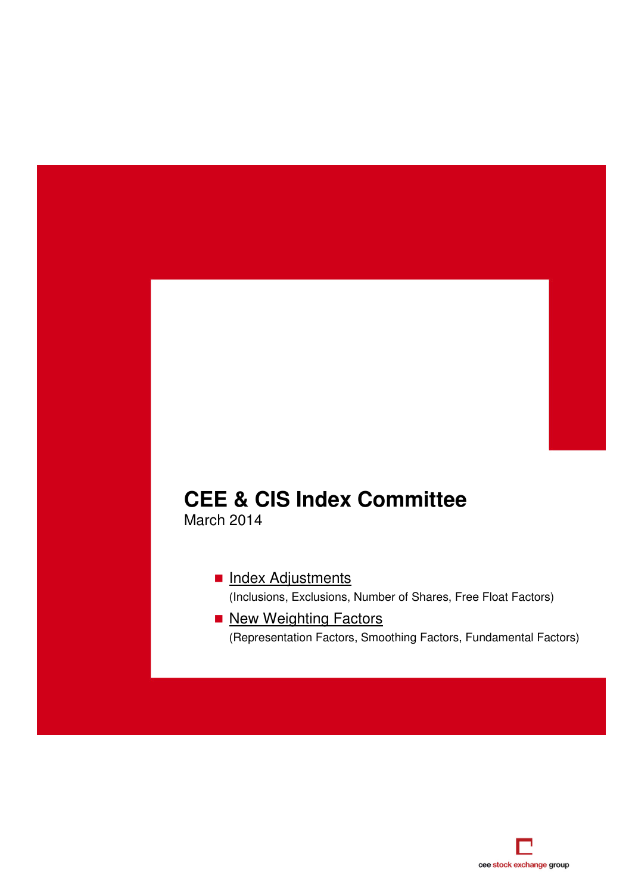# CEE & CIS Index Committee

March 2014

- Index Adjustments

  (Inclusions, Exclusions, Number of Shares, Free Float Factors)

- New Weighting Factors

  (Representation Factors, Smoothing Factors, Fundamental Factors)

cee stock exchange group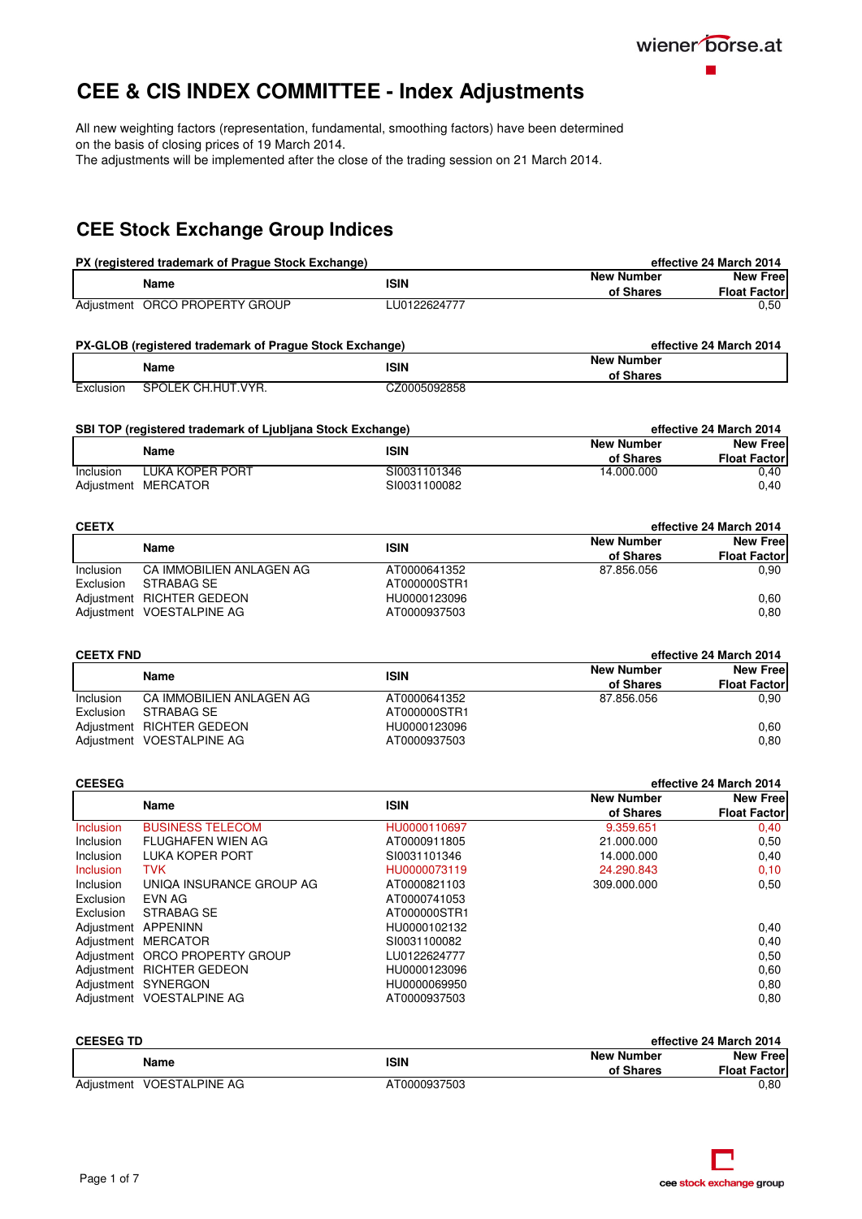# CEE & CIS INDEX COMMITTEE - Index Adjustments

All new weighting factors (representation, fundamental, smoothing factors) have been determined on the basis of closing prices of 19 March 2014.
The adjustments will be implemented after the close of the trading session on 21 March 2014.

## CEE Stock Exchange Group Indices

**PX (registered trademark of Prague Stock Exchange)** — effective 24 March 2014

| | Name | ISIN | New Number of Shares | New Free Float Factor |
|---|---|---|---|---|
| Adjustment | ORCO PROPERTY GROUP | LU0122624777 | | 0,50 |

**PX-GLOB (registered trademark of Prague Stock Exchange)** — effective 24 March 2014

| | Name | ISIN | New Number of Shares |
|---|---|---|---|
| Exclusion | SPOLEK CH.HUT.VYR. | CZ0005092858 | |

**SBI TOP (registered trademark of Ljubljana Stock Exchange)** — effective 24 March 2014

| | Name | ISIN | New Number of Shares | New Free Float Factor |
|---|---|---|---|---|
| Inclusion | LUKA KOPER PORT | SI0031101346 | 14.000.000 | 0,40 |
| Adjustment | MERCATOR | SI0031100082 | | 0,40 |

**CEETX** — effective 24 March 2014

| | Name | ISIN | New Number of Shares | New Free Float Factor |
|---|---|---|---|---|
| Inclusion | CA IMMOBILIEN ANLAGEN AG | AT0000641352 | 87.856.056 | 0,90 |
| Exclusion | STRABAG SE | AT000000STR1 | | |
| Adjustment | RICHTER GEDEON | HU0000123096 | | 0,60 |
| Adjustment | VOESTALPINE AG | AT0000937503 | | 0,80 |

**CEETX FND** — effective 24 March 2014

| | Name | ISIN | New Number of Shares | New Free Float Factor |
|---|---|---|---|---|
| Inclusion | CA IMMOBILIEN ANLAGEN AG | AT0000641352 | 87.856.056 | 0,90 |
| Exclusion | STRABAG SE | AT000000STR1 | | |
| Adjustment | RICHTER GEDEON | HU0000123096 | | 0,60 |
| Adjustment | VOESTALPINE AG | AT0000937503 | | 0,80 |

**CEESEG** — effective 24 March 2014

| | Name | ISIN | New Number of Shares | New Free Float Factor |
|---|---|---|---|---|
| Inclusion | BUSINESS TELECOM | HU0000110697 | 9.359.651 | 0,40 |
| Inclusion | FLUGHAFEN WIEN AG | AT0000911805 | 21.000.000 | 0,50 |
| Inclusion | LUKA KOPER PORT | SI0031101346 | 14.000.000 | 0,40 |
| Inclusion | TVK | HU0000073119 | 24.290.843 | 0,10 |
| Inclusion | UNIQA INSURANCE GROUP AG | AT0000821103 | 309.000.000 | 0,50 |
| Exclusion | EVN AG | AT0000741053 | | |
| Exclusion | STRABAG SE | AT000000STR1 | | |
| Adjustment | APPENINN | HU0000102132 | | 0,40 |
| Adjustment | MERCATOR | SI0031100082 | | 0,40 |
| Adjustment | ORCO PROPERTY GROUP | LU0122624777 | | 0,50 |
| Adjustment | RICHTER GEDEON | HU0000123096 | | 0,60 |
| Adjustment | SYNERGON | HU0000069950 | | 0,80 |
| Adjustment | VOESTALPINE AG | AT0000937503 | | 0,80 |

**CEESEG TD** — effective 24 March 2014

| | Name | ISIN | New Number of Shares | New Free Float Factor |
|---|---|---|---|---|
| Adjustment | VOESTALPINE AG | AT0000937503 | | 0,80 |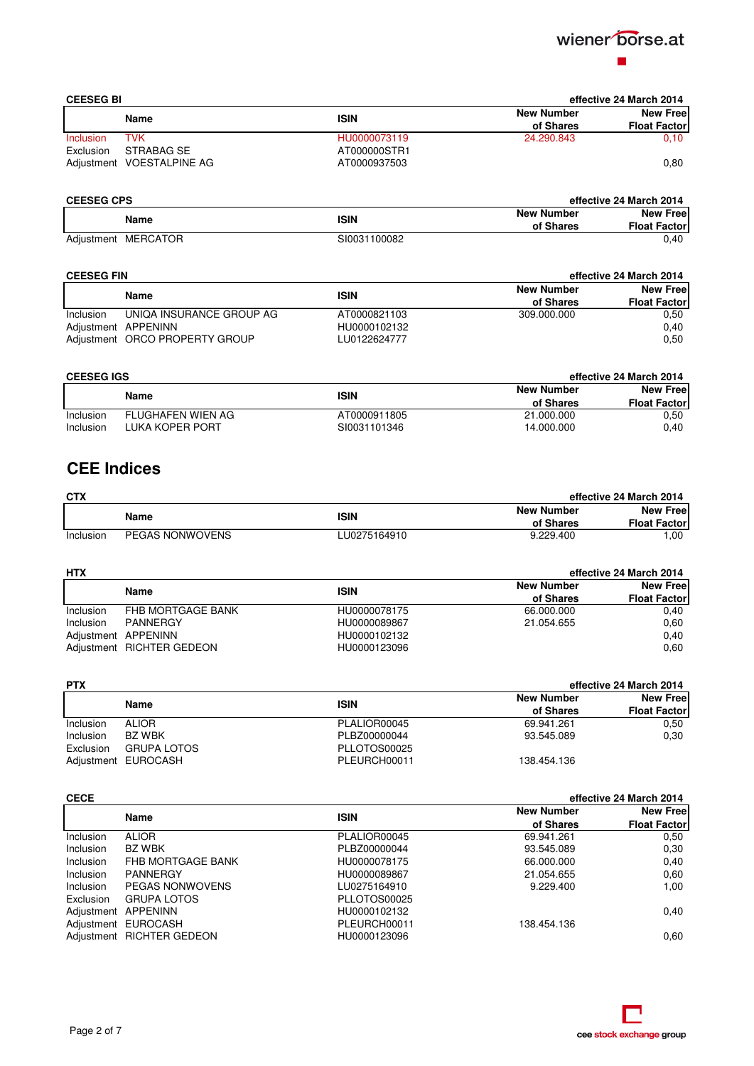**CEESEG BI** effective 24 March 2014

| | Name | ISIN | New Number of Shares | New Free Float Factor |
|---|---|---|---|---|
| Inclusion | TVK | HU0000073119 | 24.290.843 | 0,10 |
| Exclusion | STRABAG SE | AT000000STR1 | | |
| Adjustment | VOESTALPINE AG | AT0000937503 | | 0,80 |

**CEESEG CPS** effective 24 March 2014

| | Name | ISIN | New Number of Shares | New Free Float Factor |
|---|---|---|---|---|
| Adjustment | MERCATOR | SI0031100082 | | 0,40 |

**CEESEG FIN** effective 24 March 2014

| | Name | ISIN | New Number of Shares | New Free Float Factor |
|---|---|---|---|---|
| Inclusion | UNIQA INSURANCE GROUP AG | AT0000821103 | 309.000.000 | 0,50 |
| Adjustment | APPENINN | HU0000102132 | | 0,40 |
| Adjustment | ORCO PROPERTY GROUP | LU0122624777 | | 0,50 |

**CEESEG IGS** effective 24 March 2014

| | Name | ISIN | New Number of Shares | New Free Float Factor |
|---|---|---|---|---|
| Inclusion | FLUGHAFEN WIEN AG | AT0000911805 | 21.000.000 | 0,50 |
| Inclusion | LUKA KOPER PORT | SI0031101346 | 14.000.000 | 0,40 |

## CEE Indices

**CTX** effective 24 March 2014

| | Name | ISIN | New Number of Shares | New Free Float Factor |
|---|---|---|---|---|
| Inclusion | PEGAS NONWOVENS | LU0275164910 | 9.229.400 | 1,00 |

**HTX** effective 24 March 2014

| | Name | ISIN | New Number of Shares | New Free Float Factor |
|---|---|---|---|---|
| Inclusion | FHB MORTGAGE BANK | HU0000078175 | 66.000.000 | 0,40 |
| Inclusion | PANNERGY | HU0000089867 | 21.054.655 | 0,60 |
| Adjustment | APPENINN | HU0000102132 | | 0,40 |
| Adjustment | RICHTER GEDEON | HU0000123096 | | 0,60 |

**PTX** effective 24 March 2014

| | Name | ISIN | New Number of Shares | New Free Float Factor |
|---|---|---|---|---|
| Inclusion | ALIOR | PLALIOR00045 | 69.941.261 | 0,50 |
| Inclusion | BZ WBK | PLBZ00000044 | 93.545.089 | 0,30 |
| Exclusion | GRUPA LOTOS | PLLOTOS00025 | | |
| Adjustment | EUROCASH | PLEURCH00011 | 138.454.136 | |

**CECE** effective 24 March 2014

| | Name | ISIN | New Number of Shares | New Free Float Factor |
|---|---|---|---|---|
| Inclusion | ALIOR | PLALIOR00045 | 69.941.261 | 0,50 |
| Inclusion | BZ WBK | PLBZ00000044 | 93.545.089 | 0,30 |
| Inclusion | FHB MORTGAGE BANK | HU0000078175 | 66.000.000 | 0,40 |
| Inclusion | PANNERGY | HU0000089867 | 21.054.655 | 0,60 |
| Inclusion | PEGAS NONWOVENS | LU0275164910 | 9.229.400 | 1,00 |
| Exclusion | GRUPA LOTOS | PLLOTOS00025 | | |
| Adjustment | APPENINN | HU0000102132 | | 0,40 |
| Adjustment | EUROCASH | PLEURCH00011 | 138.454.136 | |
| Adjustment | RICHTER GEDEON | HU0000123096 | | 0,60 |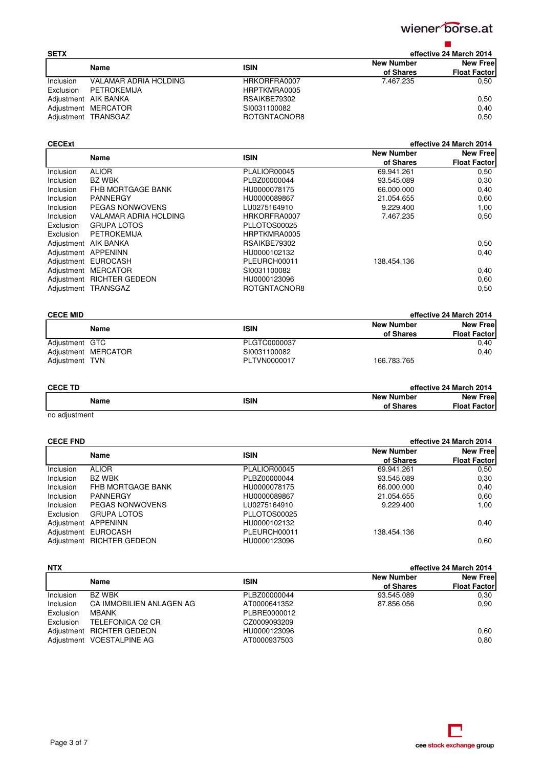## SETX

effective 24 March 2014

| | Name | ISIN | New Number of Shares | New Free Float Factor |
|---|---|---|---|---|
| Inclusion | VALAMAR ADRIA HOLDING | HRKORFRA0007 | 7.467.235 | 0,50 |
| Exclusion | PETROKEMIJA | HRPTKMRA0005 | | |
| Adjustment | AIK BANKA | RSAIKBE79302 | | 0,50 |
| Adjustment | MERCATOR | SI0031100082 | | 0,40 |
| Adjustment | TRANSGAZ | ROTGNTACNOR8 | | 0,50 |

## CECExt

effective 24 March 2014

| | Name | ISIN | New Number of Shares | New Free Float Factor |
|---|---|---|---|---|
| Inclusion | ALIOR | PLALIOR00045 | 69.941.261 | 0,50 |
| Inclusion | BZ WBK | PLBZ00000044 | 93.545.089 | 0,30 |
| Inclusion | FHB MORTGAGE BANK | HU0000078175 | 66.000.000 | 0,40 |
| Inclusion | PANNERGY | HU0000089867 | 21.054.655 | 0,60 |
| Inclusion | PEGAS NONWOVENS | LU0275164910 | 9.229.400 | 1,00 |
| Inclusion | VALAMAR ADRIA HOLDING | HRKORFRA0007 | 7.467.235 | 0,50 |
| Exclusion | GRUPA LOTOS | PLLOTOS00025 | | |
| Exclusion | PETROKEMIJA | HRPTKMRA0005 | | |
| Adjustment | AIK BANKA | RSAIKBE79302 | | 0,50 |
| Adjustment | APPENINN | HU0000102132 | | 0,40 |
| Adjustment | EUROCASH | PLEURCH00011 | 138.454.136 | |
| Adjustment | MERCATOR | SI0031100082 | | 0,40 |
| Adjustment | RICHTER GEDEON | HU0000123096 | | 0,60 |
| Adjustment | TRANSGAZ | ROTGNTACNOR8 | | 0,50 |

## CECE MID

effective 24 March 2014

| | Name | ISIN | New Number of Shares | New Free Float Factor |
|---|---|---|---|---|
| Adjustment | GTC | PLGTC0000037 | | 0,40 |
| Adjustment | MERCATOR | SI0031100082 | | 0,40 |
| Adjustment | TVN | PLTVN0000017 | 166.783.765 | |

## CECE TD

effective 24 March 2014

| | Name | ISIN | New Number of Shares | New Free Float Factor |
|---|---|---|---|---|

no adjustment

## CECE FND

effective 24 March 2014

| | Name | ISIN | New Number of Shares | New Free Float Factor |
|---|---|---|---|---|
| Inclusion | ALIOR | PLALIOR00045 | 69.941.261 | 0,50 |
| Inclusion | BZ WBK | PLBZ00000044 | 93.545.089 | 0,30 |
| Inclusion | FHB MORTGAGE BANK | HU0000078175 | 66.000.000 | 0,40 |
| Inclusion | PANNERGY | HU0000089867 | 21.054.655 | 0,60 |
| Inclusion | PEGAS NONWOVENS | LU0275164910 | 9.229.400 | 1,00 |
| Exclusion | GRUPA LOTOS | PLLOTOS00025 | | |
| Adjustment | APPENINN | HU0000102132 | | 0,40 |
| Adjustment | EUROCASH | PLEURCH00011 | 138.454.136 | |
| Adjustment | RICHTER GEDEON | HU0000123096 | | 0,60 |

## NTX

effective 24 March 2014

| | Name | ISIN | New Number of Shares | New Free Float Factor |
|---|---|---|---|---|
| Inclusion | BZ WBK | PLBZ00000044 | 93.545.089 | 0,30 |
| Inclusion | CA IMMOBILIEN ANLAGEN AG | AT0000641352 | 87.856.056 | 0,90 |
| Exclusion | MBANK | PLBRE0000012 | | |
| Exclusion | TELEFONICA O2 CR | CZ0009093209 | | |
| Adjustment | RICHTER GEDEON | HU0000123096 | | 0,60 |
| Adjustment | VOESTALPINE AG | AT0000937503 | | 0,80 |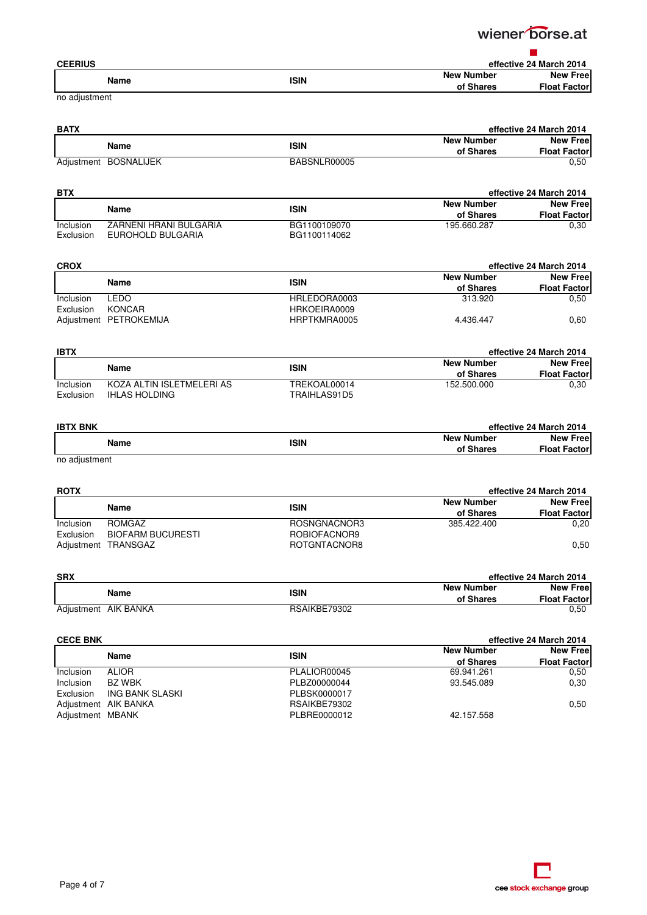## CEERIUS

effective 24 March 2014

| | Name | ISIN | New Number of Shares | New Free Float Factor |
|---|---|---|---|---|

no adjustment

## BATX

effective 24 March 2014

| | Name | ISIN | New Number of Shares | New Free Float Factor |
|---|---|---|---|---|
| Adjustment | BOSNALIJEK | BABSNLR00005 | | 0,50 |

## BTX

effective 24 March 2014

| | Name | ISIN | New Number of Shares | New Free Float Factor |
|---|---|---|---|---|
| Inclusion | ZARNENI HRANI BULGARIA | BG1100109070 | 195.660.287 | 0,30 |
| Exclusion | EUROHOLD BULGARIA | BG1100114062 | | |

## CROX

effective 24 March 2014

| | Name | ISIN | New Number of Shares | New Free Float Factor |
|---|---|---|---|---|
| Inclusion | LEDO | HRLEDORA0003 | 313.920 | 0,50 |
| Exclusion | KONCAR | HRKOEIRA0009 | | |
| Adjustment | PETROKEMIJA | HRPTKMRA0005 | 4.436.447 | 0,60 |

## IBTX

effective 24 March 2014

| | Name | ISIN | New Number of Shares | New Free Float Factor |
|---|---|---|---|---|
| Inclusion | KOZA ALTIN ISLETMELERI AS | TREKOAL00014 | 152.500.000 | 0,30 |
| Exclusion | IHLAS HOLDING | TRAIHLAS91D5 | | |

## IBTX BNK

effective 24 March 2014

| | Name | ISIN | New Number of Shares | New Free Float Factor |
|---|---|---|---|---|

no adjustment

## ROTX

effective 24 March 2014

| | Name | ISIN | New Number of Shares | New Free Float Factor |
|---|---|---|---|---|
| Inclusion | ROMGAZ | ROSNGNACNOR3 | 385.422.400 | 0,20 |
| Exclusion | BIOFARM BUCURESTI | ROBIOFACNOR9 | | |
| Adjustment | TRANSGAZ | ROTGNTACNOR8 | | 0,50 |

## SRX

effective 24 March 2014

| | Name | ISIN | New Number of Shares | New Free Float Factor |
|---|---|---|---|---|
| Adjustment | AIK BANKA | RSAIKBE79302 | | 0,50 |

## CECE BNK

effective 24 March 2014

| | Name | ISIN | New Number of Shares | New Free Float Factor |
|---|---|---|---|---|
| Inclusion | ALIOR | PLALIOR00045 | 69.941.261 | 0,50 |
| Inclusion | BZ WBK | PLBZ00000044 | 93.545.089 | 0,30 |
| Exclusion | ING BANK SLASKI | PLBSK0000017 | | |
| Adjustment | AIK BANKA | RSAIKBE79302 | | 0,50 |
| Adjustment | MBANK | PLBRE0000012 | 42.157.558 | |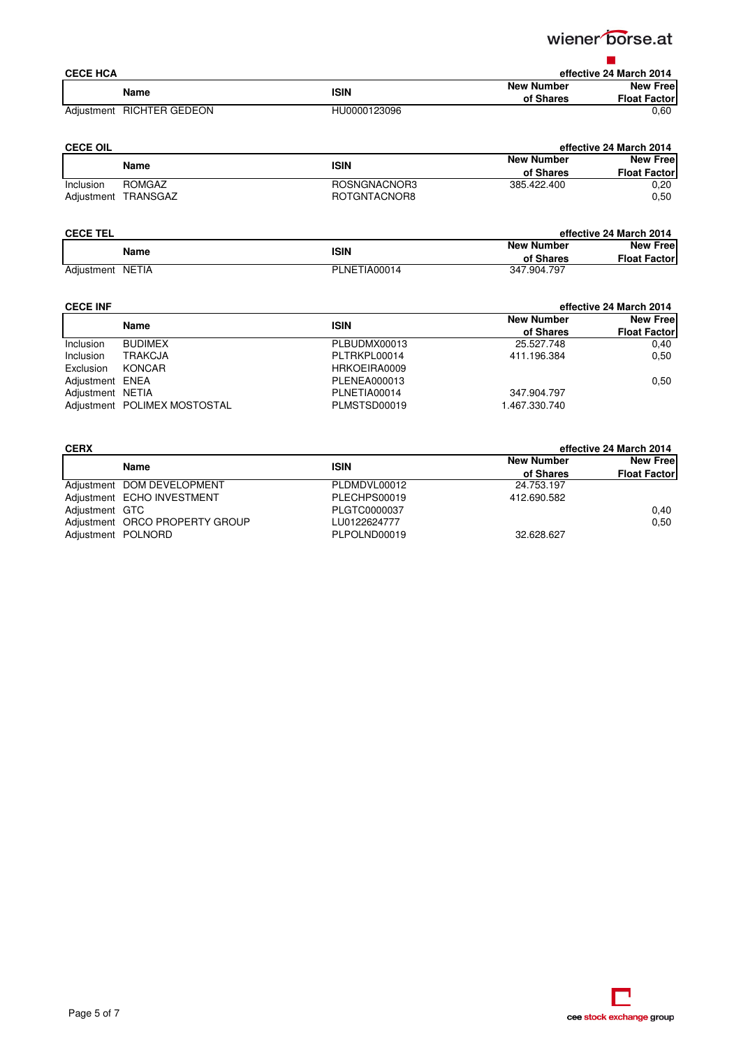**CECE HCA** — effective 24 March 2014

| | Name | ISIN | New Number of Shares | New Free Float Factor |
|---|---|---|---|---|
| Adjustment | RICHTER GEDEON | HU0000123096 | | 0,60 |

**CECE OIL** — effective 24 March 2014

| | Name | ISIN | New Number of Shares | New Free Float Factor |
|---|---|---|---|---|
| Inclusion | ROMGAZ | ROSNGNACNOR3 | 385.422.400 | 0,20 |
| Adjustment | TRANSGAZ | ROTGNTACNOR8 | | 0,50 |

**CECE TEL** — effective 24 March 2014

| | Name | ISIN | New Number of Shares | New Free Float Factor |
|---|---|---|---|---|
| Adjustment | NETIA | PLNETIA00014 | 347.904.797 | |

**CECE INF** — effective 24 March 2014

| | Name | ISIN | New Number of Shares | New Free Float Factor |
|---|---|---|---|---|
| Inclusion | BUDIMEX | PLBUDMX00013 | 25.527.748 | 0,40 |
| Inclusion | TRAKCJA | PLTRKPL00014 | 411.196.384 | 0,50 |
| Exclusion | KONCAR | HRKOEIRA0009 | | |
| Adjustment | ENEA | PLENEA000013 | | 0,50 |
| Adjustment | NETIA | PLNETIA00014 | 347.904.797 | |
| Adjustment | POLIMEX MOSTOSTAL | PLMSTSD00019 | 1.467.330.740 | |

**CERX** — effective 24 March 2014

| | Name | ISIN | New Number of Shares | New Free Float Factor |
|---|---|---|---|---|
| Adjustment | DOM DEVELOPMENT | PLDMDVL00012 | 24.753.197 | |
| Adjustment | ECHO INVESTMENT | PLECHPS00019 | 412.690.582 | |
| Adjustment | GTC | PLGTC0000037 | | 0,40 |
| Adjustment | ORCO PROPERTY GROUP | LU0122624777 | | 0,50 |
| Adjustment | POLNORD | PLPOLND00019 | 32.628.627 | |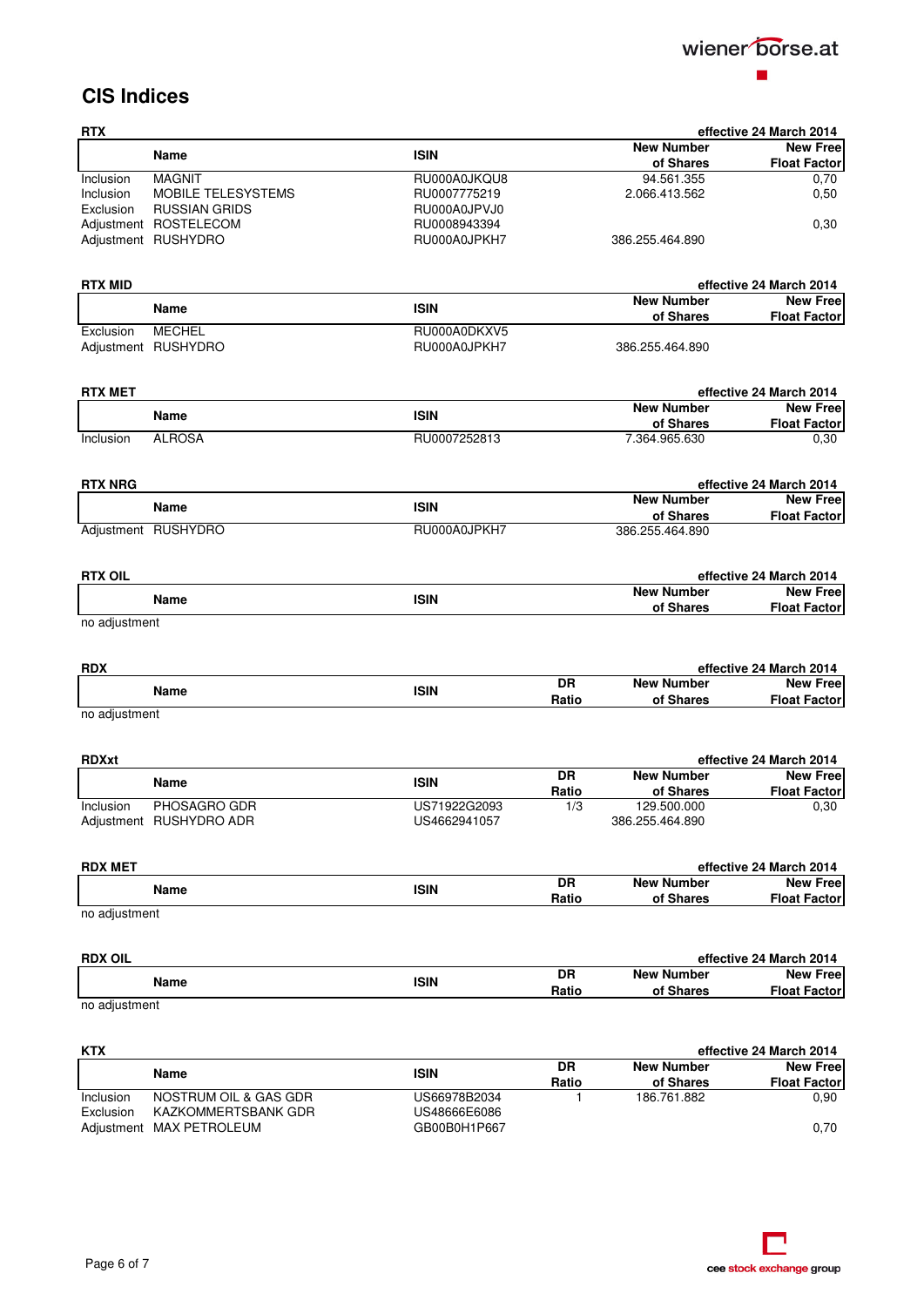# CIS Indices

## RTX

effective 24 March 2014

| | Name | ISIN | New Number of Shares | New Free Float Factor |
|---|---|---|---|---|
| Inclusion | MAGNIT | RU000A0JKQU8 | 94.561.355 | 0,70 |
| Inclusion | MOBILE TELESYSTEMS | RU0007775219 | 2.066.413.562 | 0,50 |
| Exclusion | RUSSIAN GRIDS | RU000A0JPVJ0 | | |
| Adjustment | ROSTELECOM | RU0008943394 | | 0,30 |
| Adjustment | RUSHYDRO | RU000A0JPKH7 | 386.255.464.890 | |

## RTX MID

effective 24 March 2014

| | Name | ISIN | New Number of Shares | New Free Float Factor |
|---|---|---|---|---|
| Exclusion | MECHEL | RU000A0DKXV5 | | |
| Adjustment | RUSHYDRO | RU000A0JPKH7 | 386.255.464.890 | |

## RTX MET

effective 24 March 2014

| | Name | ISIN | New Number of Shares | New Free Float Factor |
|---|---|---|---|---|
| Inclusion | ALROSA | RU0007252813 | 7.364.965.630 | 0,30 |

## RTX NRG

effective 24 March 2014

| | Name | ISIN | New Number of Shares | New Free Float Factor |
|---|---|---|---|---|
| Adjustment | RUSHYDRO | RU000A0JPKH7 | 386.255.464.890 | |

## RTX OIL

effective 24 March 2014

| | Name | ISIN | New Number of Shares | New Free Float Factor |
|---|---|---|---|---|

no adjustment

## RDX

effective 24 March 2014

| | Name | ISIN | DR Ratio | New Number of Shares | New Free Float Factor |
|---|---|---|---|---|---|

no adjustment

## RDXxt

effective 24 March 2014

| | Name | ISIN | DR Ratio | New Number of Shares | New Free Float Factor |
|---|---|---|---|---|---|
| Inclusion | PHOSAGRO GDR | US71922G2093 | 1/3 | 129.500.000 | 0,30 |
| Adjustment | RUSHYDRO ADR | US4662941057 | | 386.255.464.890 | |

## RDX MET

effective 24 March 2014

| | Name | ISIN | DR Ratio | New Number of Shares | New Free Float Factor |
|---|---|---|---|---|---|

no adjustment

## RDX OIL

effective 24 March 2014

| | Name | ISIN | DR Ratio | New Number of Shares | New Free Float Factor |
|---|---|---|---|---|---|

no adjustment

## KTX

effective 24 March 2014

| | Name | ISIN | DR Ratio | New Number of Shares | New Free Float Factor |
|---|---|---|---|---|---|
| Inclusion | NOSTRUM OIL & GAS GDR | US66978B2034 | 1 | 186.761.882 | 0,90 |
| Exclusion | KAZKOMMERTSBANK GDR | US48666E6086 | | | |
| Adjustment | MAX PETROLEUM | GB00B0H1P667 | | | 0,70 |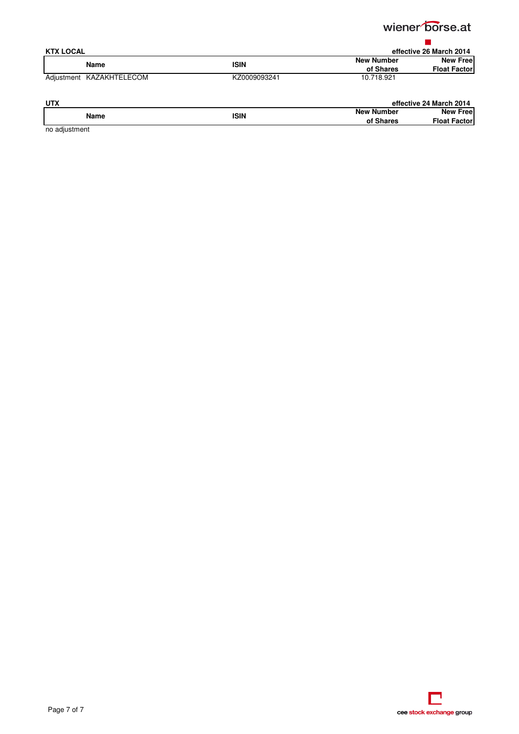**KTX LOCAL** — effective 26 March 2014

| | Name | ISIN | New Number of Shares | New Free Float Factor |
|---|---|---|---|---|
| Adjustment | KAZAKHTELECOM | KZ0009093241 | 10.718.921 | |

**UTX** — effective 24 March 2014

| Name | ISIN | New Number of Shares | New Free Float Factor |
|---|---|---|---|

no adjustment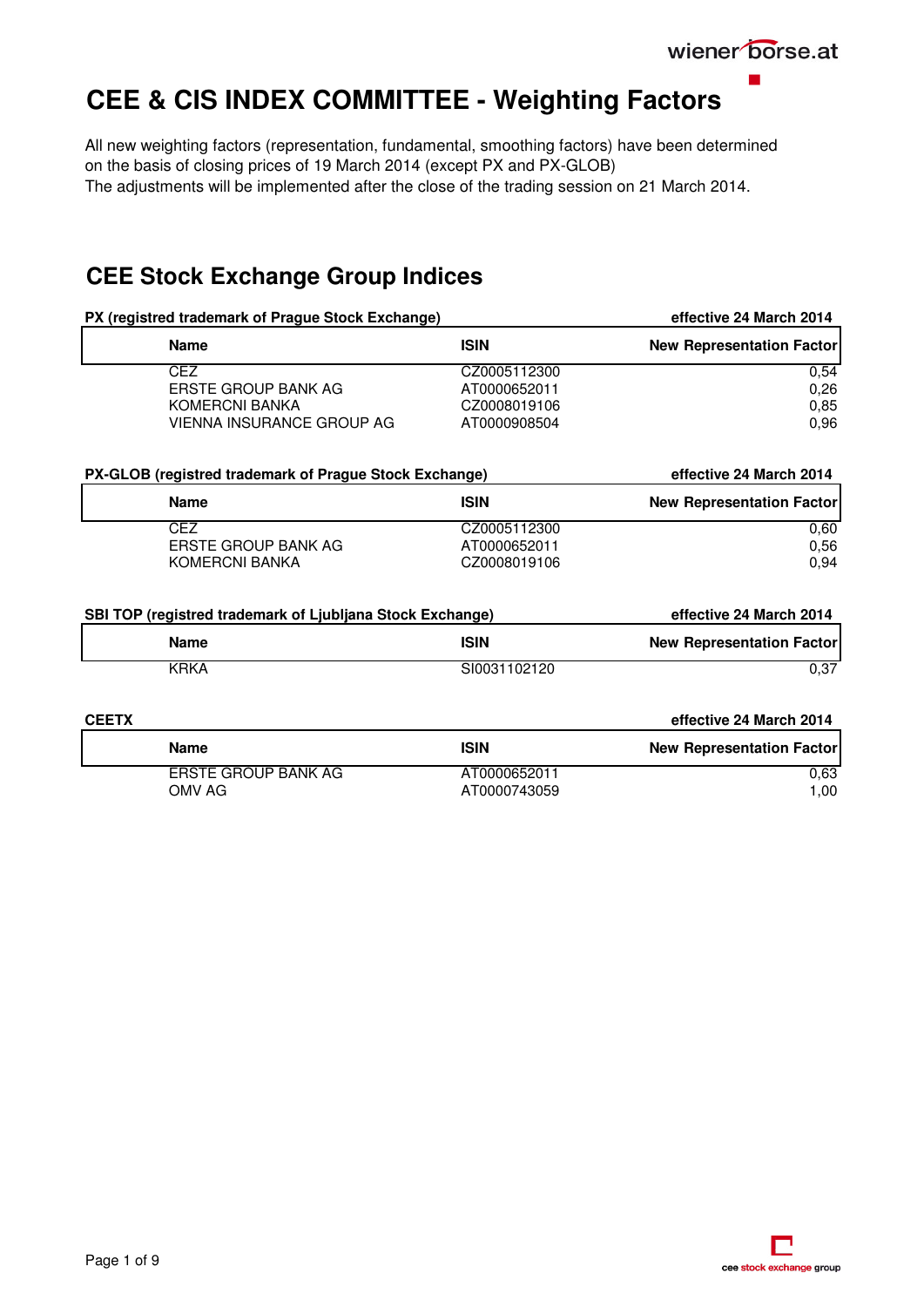# CEE & CIS INDEX COMMITTEE - Weighting Factors

All new weighting factors (representation, fundamental, smoothing factors) have been determined on the basis of closing prices of 19 March 2014 (except PX and PX-GLOB)
The adjustments will be implemented after the close of the trading session on 21 March 2014.

## CEE Stock Exchange Group Indices

**PX (registred trademark of Prague Stock Exchange)** — **effective 24 March 2014**

| Name | ISIN | New Representation Factor |
|---|---|---|
| CEZ | CZ0005112300 | 0,54 |
| ERSTE GROUP BANK AG | AT0000652011 | 0,26 |
| KOMERCNI BANKA | CZ0008019106 | 0,85 |
| VIENNA INSURANCE GROUP AG | AT0000908504 | 0,96 |

**PX-GLOB (registred trademark of Prague Stock Exchange)** — **effective 24 March 2014**

| Name | ISIN | New Representation Factor |
|---|---|---|
| CEZ | CZ0005112300 | 0,60 |
| ERSTE GROUP BANK AG | AT0000652011 | 0,56 |
| KOMERCNI BANKA | CZ0008019106 | 0,94 |

**SBI TOP (registred trademark of Ljubljana Stock Exchange)** — **effective 24 March 2014**

| Name | ISIN | New Representation Factor |
|---|---|---|
| KRKA | SI0031102120 | 0,37 |

**CEETX** — **effective 24 March 2014**

| Name | ISIN | New Representation Factor |
|---|---|---|
| ERSTE GROUP BANK AG | AT0000652011 | 0,63 |
| OMV AG | AT0000743059 | 1,00 |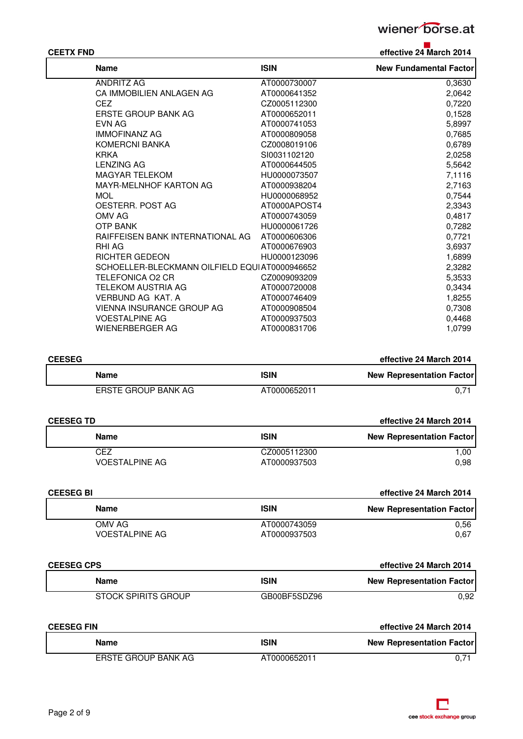**CEETX FND** — effective 24 March 2014

| Name | ISIN | New Fundamental Factor |
|---|---|---|
| ANDRITZ AG | AT0000730007 | 0,3630 |
| CA IMMOBILIEN ANLAGEN AG | AT0000641352 | 2,0642 |
| CEZ | CZ0005112300 | 0,7220 |
| ERSTE GROUP BANK AG | AT0000652011 | 0,1528 |
| EVN AG | AT0000741053 | 5,8997 |
| IMMOFINANZ AG | AT0000809058 | 0,7685 |
| KOMERCNI BANKA | CZ0008019106 | 0,6789 |
| KRKA | SI0031102120 | 2,0258 |
| LENZING AG | AT0000644505 | 5,5642 |
| MAGYAR TELEKOM | HU0000073507 | 7,1116 |
| MAYR-MELNHOF KARTON AG | AT0000938204 | 2,7163 |
| MOL | HU0000068952 | 0,7544 |
| OESTERR. POST AG | AT0000APOST4 | 2,3343 |
| OMV AG | AT0000743059 | 0,4817 |
| OTP BANK | HU0000061726 | 0,7282 |
| RAIFFEISEN BANK INTERNATIONAL AG | AT0000606306 | 0,7721 |
| RHI AG | AT0000676903 | 3,6937 |
| RICHTER GEDEON | HU0000123096 | 1,6899 |
| SCHOELLER-BLECKMANN OILFIELD EQUI | AT0000946652 | 2,3282 |
| TELEFONICA O2 CR | CZ0009093209 | 5,3533 |
| TELEKOM AUSTRIA AG | AT0000720008 | 0,3434 |
| VERBUND AG KAT. A | AT0000746409 | 1,8255 |
| VIENNA INSURANCE GROUP AG | AT0000908504 | 0,7308 |
| VOESTALPINE AG | AT0000937503 | 0,4468 |
| WIENERBERGER AG | AT0000831706 | 1,0799 |

**CEESEG** — effective 24 March 2014

| Name | ISIN | New Representation Factor |
|---|---|---|
| ERSTE GROUP BANK AG | AT0000652011 | 0,71 |

**CEESEG TD** — effective 24 March 2014

| Name | ISIN | New Representation Factor |
|---|---|---|
| CEZ | CZ0005112300 | 1,00 |
| VOESTALPINE AG | AT0000937503 | 0,98 |

**CEESEG BI** — effective 24 March 2014

| Name | ISIN | New Representation Factor |
|---|---|---|
| OMV AG | AT0000743059 | 0,56 |
| VOESTALPINE AG | AT0000937503 | 0,67 |

**CEESEG CPS** — effective 24 March 2014

| Name | ISIN | New Representation Factor |
|---|---|---|
| STOCK SPIRITS GROUP | GB00BF5SDZ96 | 0,92 |

**CEESEG FIN** — effective 24 March 2014

| Name | ISIN | New Representation Factor |
|---|---|---|
| ERSTE GROUP BANK AG | AT0000652011 | 0,71 |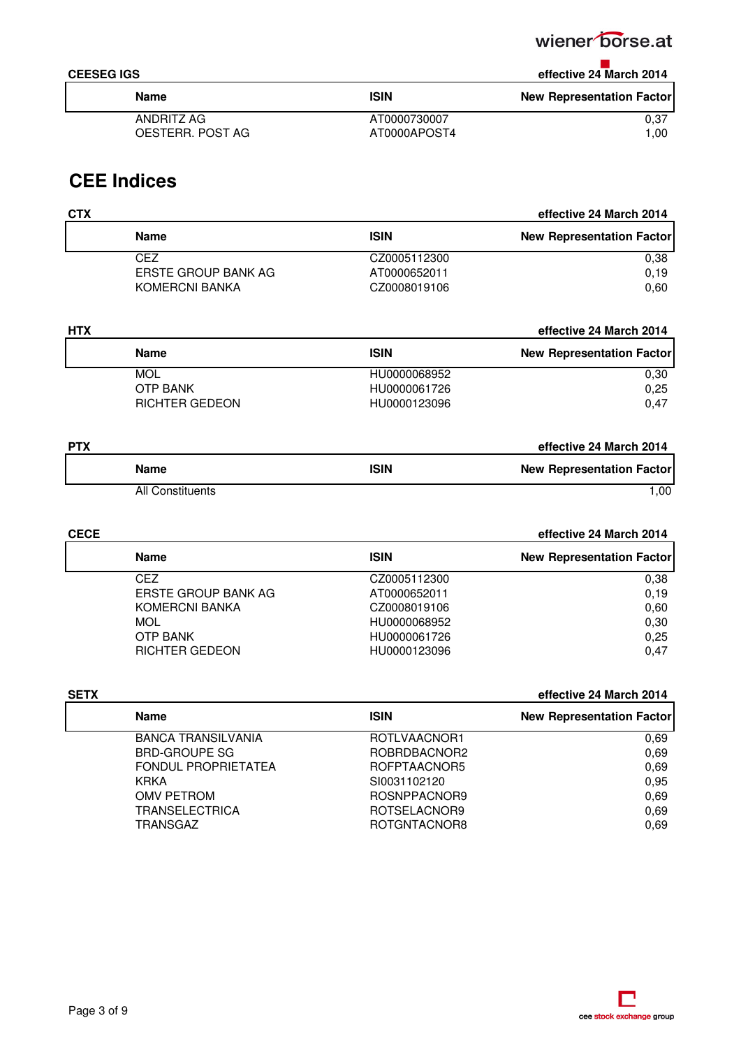**CEESEG IGS** effective 24 March 2014

| Name | ISIN | New Representation Factor |
|---|---|---|
| ANDRITZ AG | AT0000730007 | 0,37 |
| OESTERR. POST AG | AT0000APOST4 | 1,00 |

# CEE Indices

**CTX** effective 24 March 2014

| Name | ISIN | New Representation Factor |
|---|---|---|
| CEZ | CZ0005112300 | 0,38 |
| ERSTE GROUP BANK AG | AT0000652011 | 0,19 |
| KOMERCNI BANKA | CZ0008019106 | 0,60 |

**HTX** effective 24 March 2014

| Name | ISIN | New Representation Factor |
|---|---|---|
| MOL | HU0000068952 | 0,30 |
| OTP BANK | HU0000061726 | 0,25 |
| RICHTER GEDEON | HU0000123096 | 0,47 |

**PTX** effective 24 March 2014

| Name | ISIN | New Representation Factor |
|---|---|---|
| All Constituents | | 1,00 |

**CECE** effective 24 March 2014

| Name | ISIN | New Representation Factor |
|---|---|---|
| CEZ | CZ0005112300 | 0,38 |
| ERSTE GROUP BANK AG | AT0000652011 | 0,19 |
| KOMERCNI BANKA | CZ0008019106 | 0,60 |
| MOL | HU0000068952 | 0,30 |
| OTP BANK | HU0000061726 | 0,25 |
| RICHTER GEDEON | HU0000123096 | 0,47 |

**SETX** effective 24 March 2014

| Name | ISIN | New Representation Factor |
|---|---|---|
| BANCA TRANSILVANIA | ROTLVAACNOR1 | 0,69 |
| BRD-GROUPE SG | ROBRDBACNOR2 | 0,69 |
| FONDUL PROPRIETATEA | ROFPTAACNOR5 | 0,69 |
| KRKA | SI0031102120 | 0,95 |
| OMV PETROM | ROSNPPACNOR9 | 0,69 |
| TRANSELECTRICA | ROTSELACNOR9 | 0,69 |
| TRANSGAZ | ROTGNTACNOR8 | 0,69 |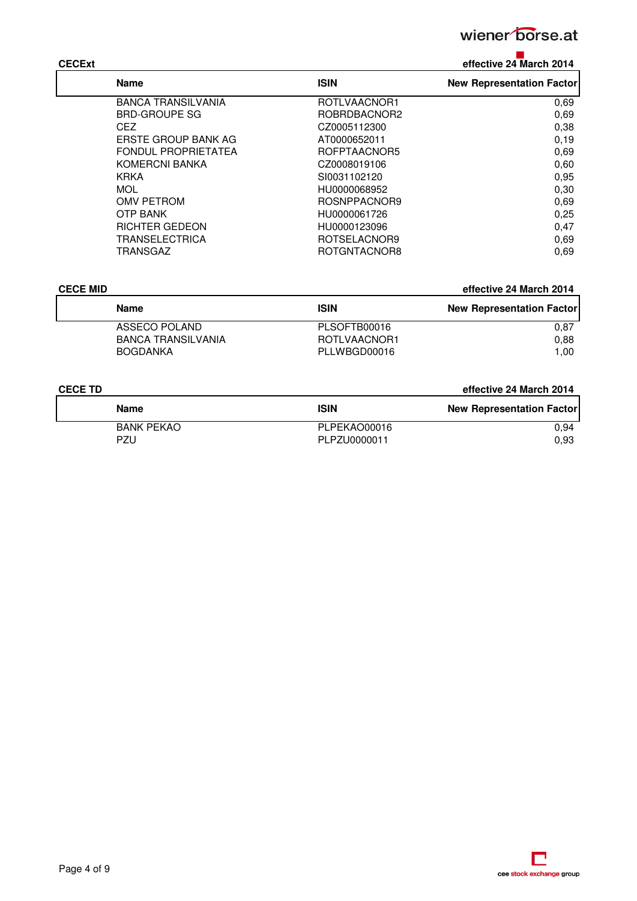**CECExt** effective 24 March 2014

| Name | ISIN | New Representation Factor |
|---|---|---|
| BANCA TRANSILVANIA | ROTLVAACNOR1 | 0,69 |
| BRD-GROUPE SG | ROBRDBACNOR2 | 0,69 |
| CEZ | CZ0005112300 | 0,38 |
| ERSTE GROUP BANK AG | AT0000652011 | 0,19 |
| FONDUL PROPRIETATEA | ROFPTAACNOR5 | 0,69 |
| KOMERCNI BANKA | CZ0008019106 | 0,60 |
| KRKA | SI0031102120 | 0,95 |
| MOL | HU0000068952 | 0,30 |
| OMV PETROM | ROSNPPACNOR9 | 0,69 |
| OTP BANK | HU0000061726 | 0,25 |
| RICHTER GEDEON | HU0000123096 | 0,47 |
| TRANSELECTRICA | ROTSELACNOR9 | 0,69 |
| TRANSGAZ | ROTGNTACNOR8 | 0,69 |

**CECE MID** effective 24 March 2014

| Name | ISIN | New Representation Factor |
|---|---|---|
| ASSECO POLAND | PLSOFTB00016 | 0,87 |
| BANCA TRANSILVANIA | ROTLVAACNOR1 | 0,88 |
| BOGDANKA | PLLWBGD00016 | 1,00 |

**CECE TD** effective 24 March 2014

| Name | ISIN | New Representation Factor |
|---|---|---|
| BANK PEKAO | PLPEKAO00016 | 0,94 |
| PZU | PLPZU0000011 | 0,93 |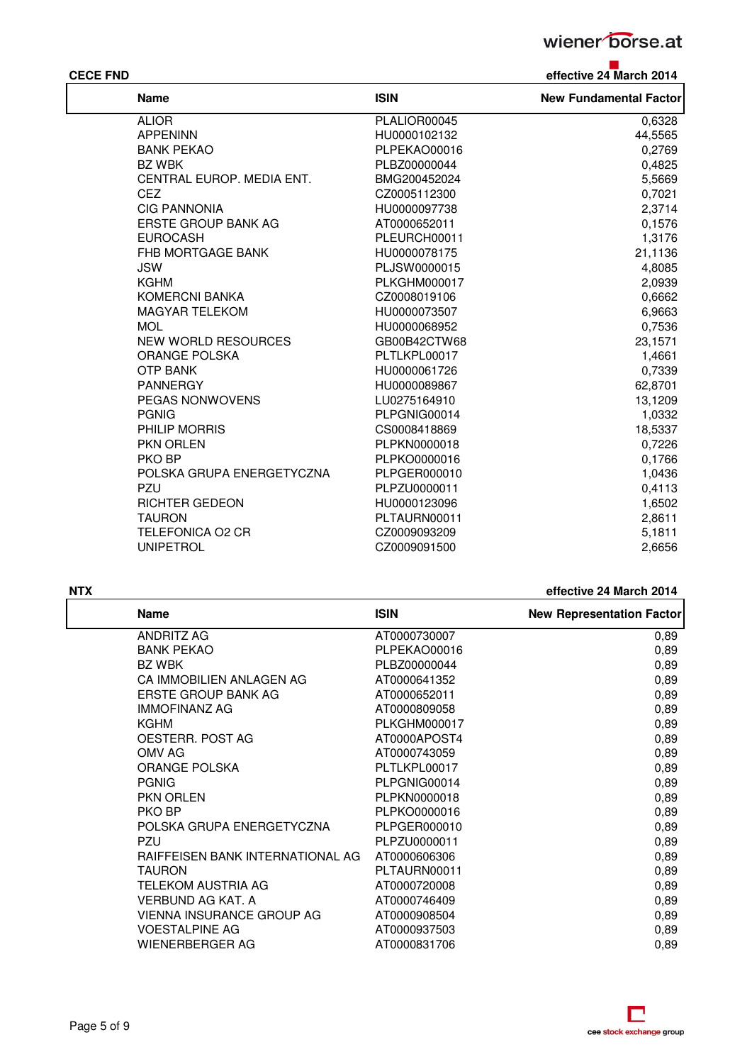**CECE FND** effective 24 March 2014

| Name | ISIN | New Fundamental Factor |
|---|---|---|
| ALIOR | PLALIOR00045 | 0,6328 |
| APPENINN | HU0000102132 | 44,5565 |
| BANK PEKAO | PLPEKAO00016 | 0,2769 |
| BZ WBK | PLBZ00000044 | 0,4825 |
| CENTRAL EUROP. MEDIA ENT. | BMG200452024 | 5,5669 |
| CEZ | CZ0005112300 | 0,7021 |
| CIG PANNONIA | HU0000097738 | 2,3714 |
| ERSTE GROUP BANK AG | AT0000652011 | 0,1576 |
| EUROCASH | PLEURCH00011 | 1,3176 |
| FHB MORTGAGE BANK | HU0000078175 | 21,1136 |
| JSW | PLJSW0000015 | 4,8085 |
| KGHM | PLKGHM000017 | 2,0939 |
| KOMERCNI BANKA | CZ0008019106 | 0,6662 |
| MAGYAR TELEKOM | HU0000073507 | 6,9663 |
| MOL | HU0000068952 | 0,7536 |
| NEW WORLD RESOURCES | GB00B42CTW68 | 23,1571 |
| ORANGE POLSKA | PLTLKPL00017 | 1,4661 |
| OTP BANK | HU0000061726 | 0,7339 |
| PANNERGY | HU0000089867 | 62,8701 |
| PEGAS NONWOVENS | LU0275164910 | 13,1209 |
| PGNIG | PLPGNIG00014 | 1,0332 |
| PHILIP MORRIS | CS0008418869 | 18,5337 |
| PKN ORLEN | PLPKN0000018 | 0,7226 |
| PKO BP | PLPKO0000016 | 0,1766 |
| POLSKA GRUPA ENERGETYCZNA | PLPGER000010 | 1,0436 |
| PZU | PLPZU0000011 | 0,4113 |
| RICHTER GEDEON | HU0000123096 | 1,6502 |
| TAURON | PLTAURN00011 | 2,8611 |
| TELEFONICA O2 CR | CZ0009093209 | 5,1811 |
| UNIPETROL | CZ0009091500 | 2,6656 |

**NTX** effective 24 March 2014

| Name | ISIN | New Representation Factor |
|---|---|---|
| ANDRITZ AG | AT0000730007 | 0,89 |
| BANK PEKAO | PLPEKAO00016 | 0,89 |
| BZ WBK | PLBZ00000044 | 0,89 |
| CA IMMOBILIEN ANLAGEN AG | AT0000641352 | 0,89 |
| ERSTE GROUP BANK AG | AT0000652011 | 0,89 |
| IMMOFINANZ AG | AT0000809058 | 0,89 |
| KGHM | PLKGHM000017 | 0,89 |
| OESTERR. POST AG | AT0000APOST4 | 0,89 |
| OMV AG | AT0000743059 | 0,89 |
| ORANGE POLSKA | PLTLKPL00017 | 0,89 |
| PGNIG | PLPGNIG00014 | 0,89 |
| PKN ORLEN | PLPKN0000018 | 0,89 |
| PKO BP | PLPKO0000016 | 0,89 |
| POLSKA GRUPA ENERGETYCZNA | PLPGER000010 | 0,89 |
| PZU | PLPZU0000011 | 0,89 |
| RAIFFEISEN BANK INTERNATIONAL AG | AT0000606306 | 0,89 |
| TAURON | PLTAURN00011 | 0,89 |
| TELEKOM AUSTRIA AG | AT0000720008 | 0,89 |
| VERBUND AG KAT. A | AT0000746409 | 0,89 |
| VIENNA INSURANCE GROUP AG | AT0000908504 | 0,89 |
| VOESTALPINE AG | AT0000937503 | 0,89 |
| WIENERBERGER AG | AT0000831706 | 0,89 |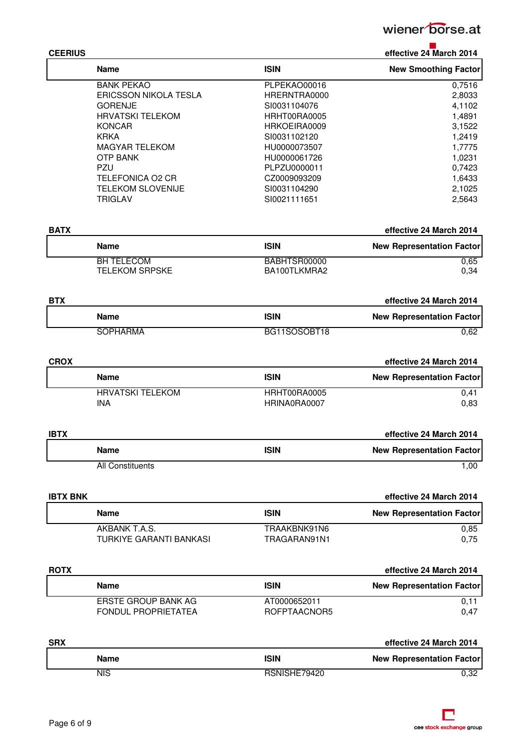**CEERIUS** effective 24 March 2014

| Name | ISIN | New Smoothing Factor |
|---|---|---|
| BANK PEKAO | PLPEKAO00016 | 0,7516 |
| ERICSSON NIKOLA TESLA | HRERNTRA0000 | 2,8033 |
| GORENJE | SI0031104076 | 4,1102 |
| HRVATSKI TELEKOM | HRHT00RA0005 | 1,4891 |
| KONCAR | HRKOEIRA0009 | 3,1522 |
| KRKA | SI0031102120 | 1,2419 |
| MAGYAR TELEKOM | HU0000073507 | 1,7775 |
| OTP BANK | HU0000061726 | 1,0231 |
| PZU | PLPZU0000011 | 0,7423 |
| TELEFONICA O2 CR | CZ0009093209 | 1,6433 |
| TELEKOM SLOVENIJE | SI0031104290 | 2,1025 |
| TRIGLAV | SI0021111651 | 2,5643 |

**BATX** effective 24 March 2014

| Name | ISIN | New Representation Factor |
|---|---|---|
| BH TELECOM | BABHTSR00000 | 0,65 |
| TELEKOM SRPSKE | BA100TLKMRA2 | 0,34 |

**BTX** effective 24 March 2014

| Name | ISIN | New Representation Factor |
|---|---|---|
| SOPHARMA | BG11SOSOBT18 | 0,62 |

**CROX** effective 24 March 2014

| Name | ISIN | New Representation Factor |
|---|---|---|
| HRVATSKI TELEKOM | HRHT00RA0005 | 0,41 |
| INA | HRINA0RA0007 | 0,83 |

**IBTX** effective 24 March 2014

| Name | ISIN | New Representation Factor |
|---|---|---|
| All Constituents | | 1,00 |

**IBTX BNK** effective 24 March 2014

| Name | ISIN | New Representation Factor |
|---|---|---|
| AKBANK T.A.S. | TRAAKBNK91N6 | 0,85 |
| TURKIYE GARANTI BANKASI | TRAGARAN91N1 | 0,75 |

**ROTX** effective 24 March 2014

| Name | ISIN | New Representation Factor |
|---|---|---|
| ERSTE GROUP BANK AG | AT0000652011 | 0,11 |
| FONDUL PROPRIETATEA | ROFPTAACNOR5 | 0,47 |

**SRX** effective 24 March 2014

| Name | ISIN | New Representation Factor |
|---|---|---|
| NIS | RSNISHE79420 | 0,32 |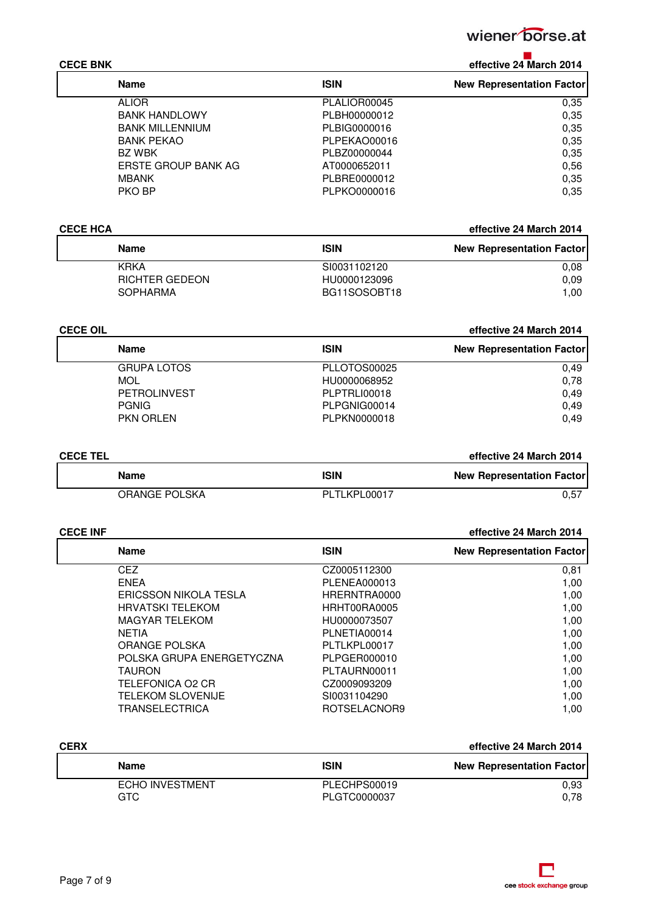## CECE BNK

effective 24 March 2014

| Name | ISIN | New Representation Factor |
|---|---|---|
| ALIOR | PLALIOR00045 | 0,35 |
| BANK HANDLOWY | PLBH00000012 | 0,35 |
| BANK MILLENNIUM | PLBIG0000016 | 0,35 |
| BANK PEKAO | PLPEKAO00016 | 0,35 |
| BZ WBK | PLBZ00000044 | 0,35 |
| ERSTE GROUP BANK AG | AT0000652011 | 0,56 |
| MBANK | PLBRE0000012 | 0,35 |
| PKO BP | PLPKO0000016 | 0,35 |

## CECE HCA

effective 24 March 2014

| Name | ISIN | New Representation Factor |
|---|---|---|
| KRKA | SI0031102120 | 0,08 |
| RICHTER GEDEON | HU0000123096 | 0,09 |
| SOPHARMA | BG11SOSOBT18 | 1,00 |

## CECE OIL

effective 24 March 2014

| Name | ISIN | New Representation Factor |
|---|---|---|
| GRUPA LOTOS | PLLOTOS00025 | 0,49 |
| MOL | HU0000068952 | 0,78 |
| PETROLINVEST | PLPTRLI00018 | 0,49 |
| PGNIG | PLPGNIG00014 | 0,49 |
| PKN ORLEN | PLPKN0000018 | 0,49 |

## CECE TEL

effective 24 March 2014

| Name | ISIN | New Representation Factor |
|---|---|---|
| ORANGE POLSKA | PLTLKPL00017 | 0,57 |

## CECE INF

effective 24 March 2014

| Name | ISIN | New Representation Factor |
|---|---|---|
| CEZ | CZ0005112300 | 0,81 |
| ENEA | PLENEA000013 | 1,00 |
| ERICSSON NIKOLA TESLA | HRERNTRA0000 | 1,00 |
| HRVATSKI TELEKOM | HRHT00RA0005 | 1,00 |
| MAGYAR TELEKOM | HU0000073507 | 1,00 |
| NETIA | PLNETIA00014 | 1,00 |
| ORANGE POLSKA | PLTLKPL00017 | 1,00 |
| POLSKA GRUPA ENERGETYCZNA | PLPGER000010 | 1,00 |
| TAURON | PLTAURN00011 | 1,00 |
| TELEFONICA O2 CR | CZ0009093209 | 1,00 |
| TELEKOM SLOVENIJE | SI0031104290 | 1,00 |
| TRANSELECTRICA | ROTSELACNOR9 | 1,00 |

## CERX

effective 24 March 2014

| Name | ISIN | New Representation Factor |
|---|---|---|
| ECHO INVESTMENT | PLECHPS00019 | 0,93 |
| GTC | PLGTC0000037 | 0,78 |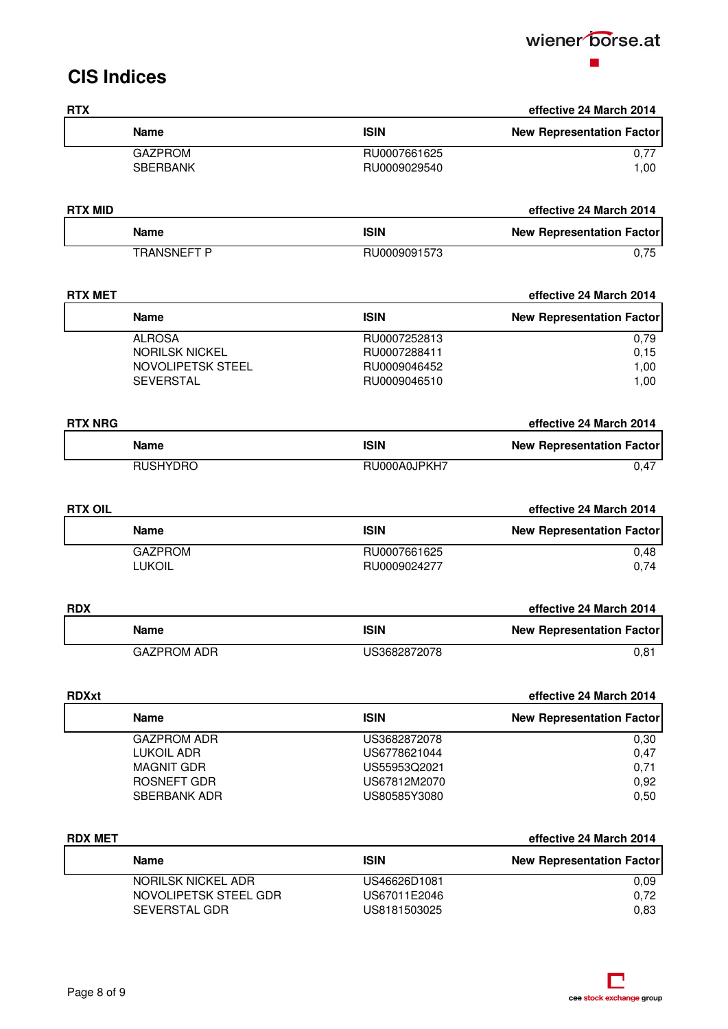# CIS Indices

**RTX** — effective 24 March 2014

| Name | ISIN | New Representation Factor |
|---|---|---|
| GAZPROM | RU0007661625 | 0,77 |
| SBERBANK | RU0009029540 | 1,00 |

**RTX MID** — effective 24 March 2014

| Name | ISIN | New Representation Factor |
|---|---|---|
| TRANSNEFT P | RU0009091573 | 0,75 |

**RTX MET** — effective 24 March 2014

| Name | ISIN | New Representation Factor |
|---|---|---|
| ALROSA | RU0007252813 | 0,79 |
| NORILSK NICKEL | RU0007288411 | 0,15 |
| NOVOLIPETSK STEEL | RU0009046452 | 1,00 |
| SEVERSTAL | RU0009046510 | 1,00 |

**RTX NRG** — effective 24 March 2014

| Name | ISIN | New Representation Factor |
|---|---|---|
| RUSHYDRO | RU000A0JPKH7 | 0,47 |

**RTX OIL** — effective 24 March 2014

| Name | ISIN | New Representation Factor |
|---|---|---|
| GAZPROM | RU0007661625 | 0,48 |
| LUKOIL | RU0009024277 | 0,74 |

**RDX** — effective 24 March 2014

| Name | ISIN | New Representation Factor |
|---|---|---|
| GAZPROM ADR | US3682872078 | 0,81 |

**RDXxt** — effective 24 March 2014

| Name | ISIN | New Representation Factor |
|---|---|---|
| GAZPROM ADR | US3682872078 | 0,30 |
| LUKOIL ADR | US6778621044 | 0,47 |
| MAGNIT GDR | US55953Q2021 | 0,71 |
| ROSNEFT GDR | US67812M2070 | 0,92 |
| SBERBANK ADR | US80585Y3080 | 0,50 |

**RDX MET** — effective 24 March 2014

| Name | ISIN | New Representation Factor |
|---|---|---|
| NORILSK NICKEL ADR | US46626D1081 | 0,09 |
| NOVOLIPETSK STEEL GDR | US67011E2046 | 0,72 |
| SEVERSTAL GDR | US8181503025 | 0,83 |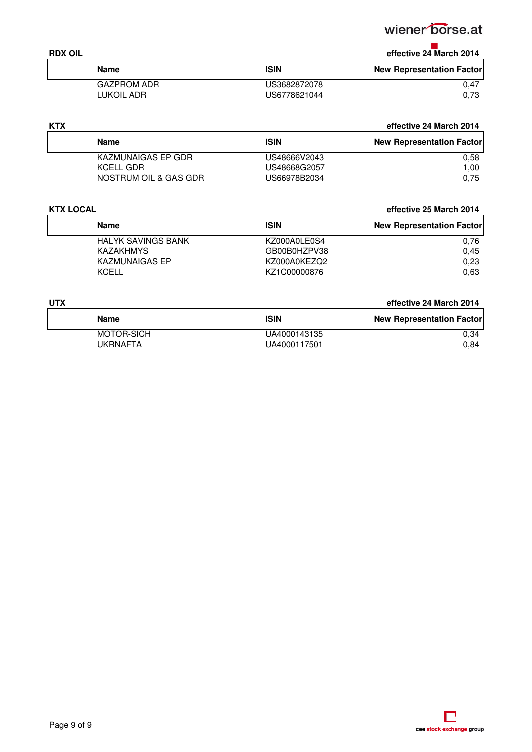**RDX OIL** effective 24 March 2014

| Name | ISIN | New Representation Factor |
| --- | --- | --- |
| GAZPROM ADR | US3682872078 | 0,47 |
| LUKOIL ADR | US6778621044 | 0,73 |

**KTX** effective 24 March 2014

| Name | ISIN | New Representation Factor |
| --- | --- | --- |
| KAZMUNAIGAS EP GDR | US48666V2043 | 0,58 |
| KCELL GDR | US48668G2057 | 1,00 |
| NOSTRUM OIL & GAS GDR | US66978B2034 | 0,75 |

**KTX LOCAL** effective 25 March 2014

| Name | ISIN | New Representation Factor |
| --- | --- | --- |
| HALYK SAVINGS BANK | KZ000A0LE0S4 | 0,76 |
| KAZAKHMYS | GB00B0HZPV38 | 0,45 |
| KAZMUNAIGAS EP | KZ000A0KEZQ2 | 0,23 |
| KCELL | KZ1C00000876 | 0,63 |

**UTX** effective 24 March 2014

| Name | ISIN | New Representation Factor |
| --- | --- | --- |
| MOTOR-SICH | UA4000143135 | 0,34 |
| UKRNAFTA | UA4000117501 | 0,84 |